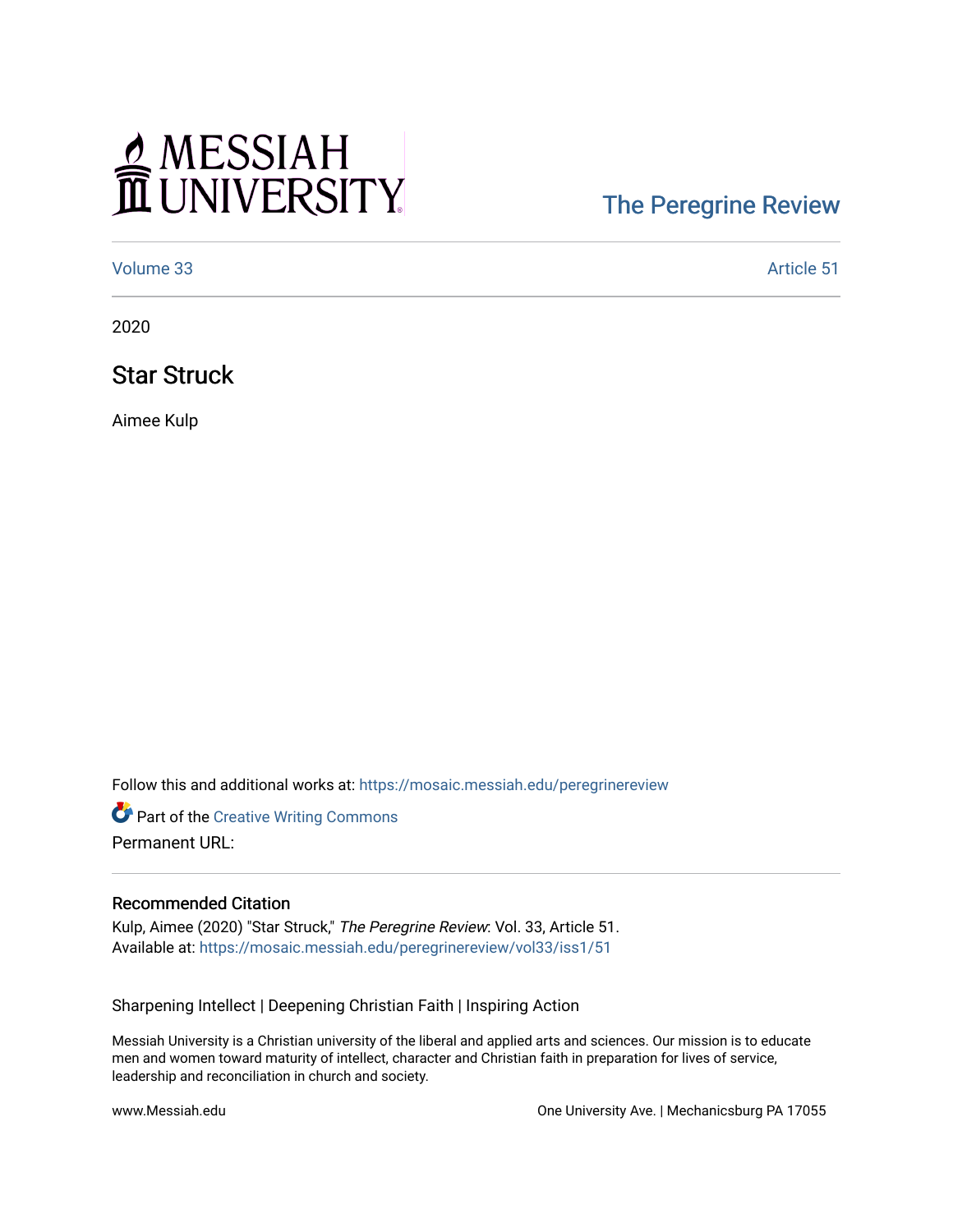MESSIAH UNIVERSITY

The Peregrine Review

Volume 33 Article 51

2020

# Star Struck

Aimee Kulp

Follow this and additional works at: https://mosaic.messiah.edu/peregrinereview

Part of the Creative Writing Commons

Permanent URL:

## Recommended Citation

Kulp, Aimee (2020) "Star Struck," *The Peregrine Review*: Vol. 33, Article 51.
Available at: https://mosaic.messiah.edu/peregrinereview/vol33/iss1/51

Sharpening Intellect | Deepening Christian Faith | Inspiring Action

Messiah University is a Christian university of the liberal and applied arts and sciences. Our mission is to educate men and women toward maturity of intellect, character and Christian faith in preparation for lives of service, leadership and reconciliation in church and society.

www.Messiah.edu One University Ave. | Mechanicsburg PA 17055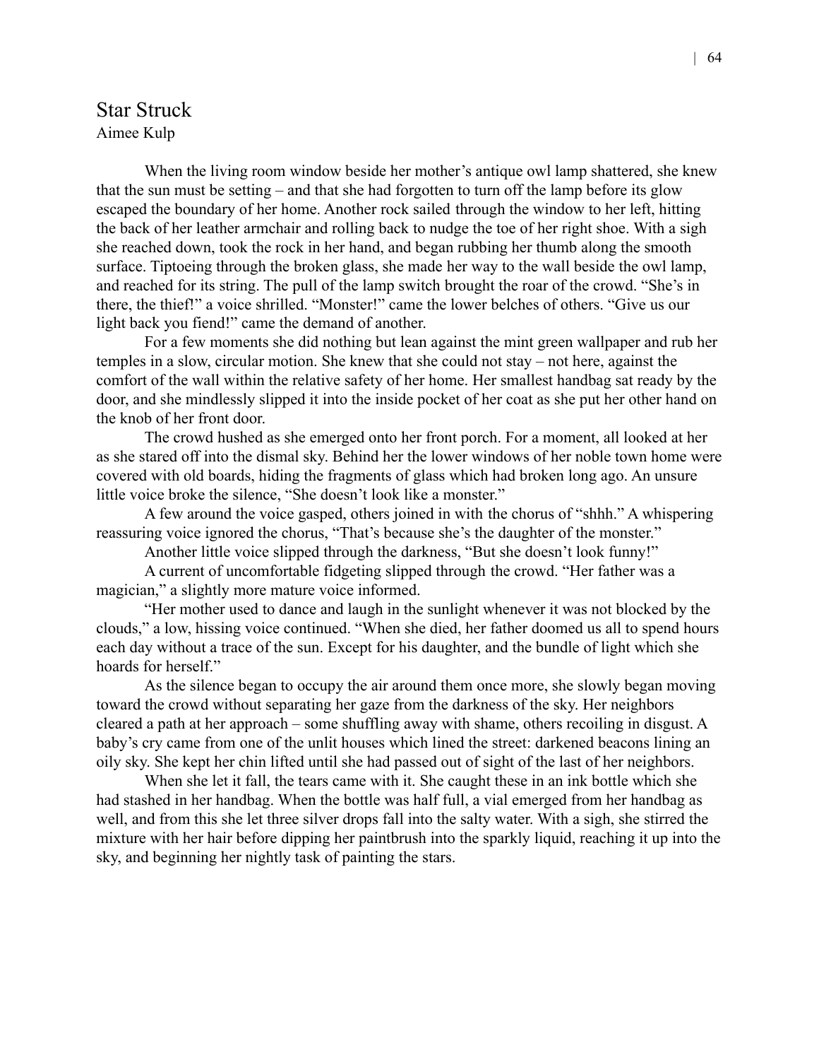# Star Struck

Aimee Kulp

When the living room window beside her mother's antique owl lamp shattered, she knew that the sun must be setting – and that she had forgotten to turn off the lamp before its glow escaped the boundary of her home. Another rock sailed through the window to her left, hitting the back of her leather armchair and rolling back to nudge the toe of her right shoe. With a sigh she reached down, took the rock in her hand, and began rubbing her thumb along the smooth surface. Tiptoeing through the broken glass, she made her way to the wall beside the owl lamp, and reached for its string. The pull of the lamp switch brought the roar of the crowd. "She's in there, the thief!" a voice shrilled. "Monster!" came the lower belches of others. "Give us our light back you fiend!" came the demand of another.

For a few moments she did nothing but lean against the mint green wallpaper and rub her temples in a slow, circular motion. She knew that she could not stay – not here, against the comfort of the wall within the relative safety of her home. Her smallest handbag sat ready by the door, and she mindlessly slipped it into the inside pocket of her coat as she put her other hand on the knob of her front door.

The crowd hushed as she emerged onto her front porch. For a moment, all looked at her as she stared off into the dismal sky. Behind her the lower windows of her noble town home were covered with old boards, hiding the fragments of glass which had broken long ago. An unsure little voice broke the silence, "She doesn't look like a monster."

A few around the voice gasped, others joined in with the chorus of "shhh." A whispering reassuring voice ignored the chorus, "That's because she's the daughter of the monster."

Another little voice slipped through the darkness, "But she doesn't look funny!"

A current of uncomfortable fidgeting slipped through the crowd. "Her father was a magician," a slightly more mature voice informed.

"Her mother used to dance and laugh in the sunlight whenever it was not blocked by the clouds," a low, hissing voice continued. "When she died, her father doomed us all to spend hours each day without a trace of the sun. Except for his daughter, and the bundle of light which she hoards for herself."

As the silence began to occupy the air around them once more, she slowly began moving toward the crowd without separating her gaze from the darkness of the sky. Her neighbors cleared a path at her approach – some shuffling away with shame, others recoiling in disgust. A baby's cry came from one of the unlit houses which lined the street: darkened beacons lining an oily sky. She kept her chin lifted until she had passed out of sight of the last of her neighbors.

When she let it fall, the tears came with it. She caught these in an ink bottle which she had stashed in her handbag. When the bottle was half full, a vial emerged from her handbag as well, and from this she let three silver drops fall into the salty water. With a sigh, she stirred the mixture with her hair before dipping her paintbrush into the sparkly liquid, reaching it up into the sky, and beginning her nightly task of painting the stars.